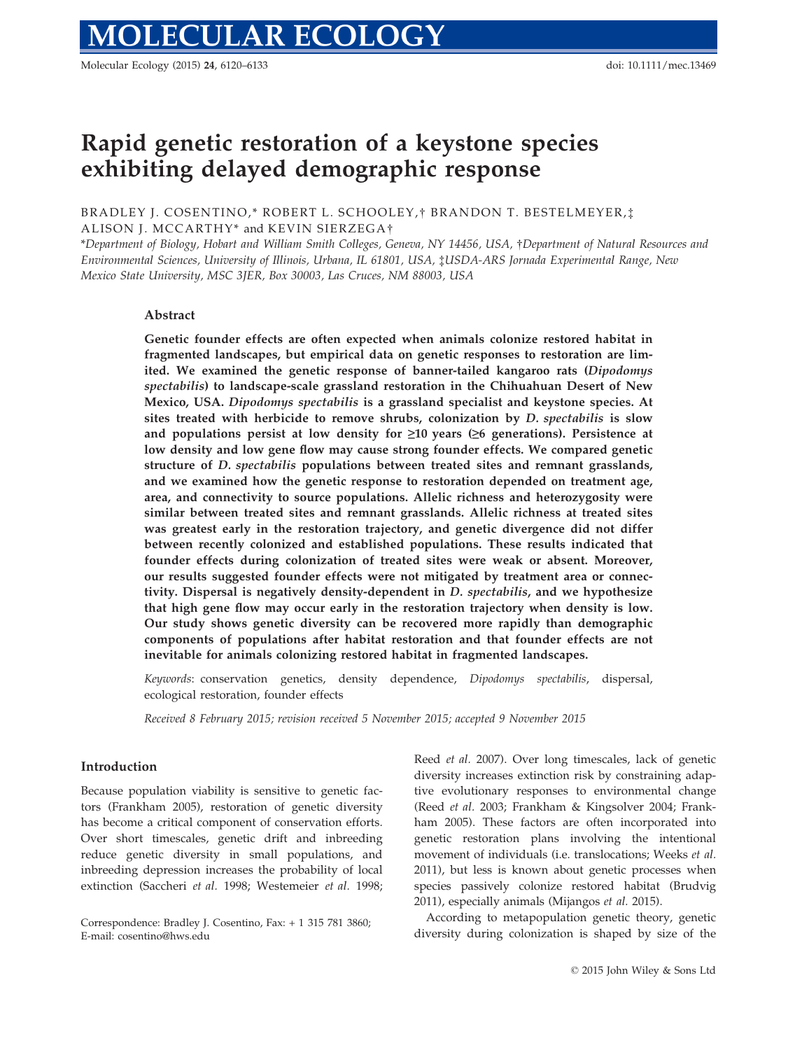# Rapid genetic restoration of a keystone species exhibiting delayed demographic response

BRADLEY J. COSENTINO,\* ROBERT L. SCHOOLEY,† BRANDON T. BESTELMEYER,‡ ALISON J. MCCARTHY\* and KEVIN SIERZEGA†

\*Department of Biology, Hobart and William Smith Colleges, Geneva, NY 14456, USA, †Department of Natural Resources and Environmental Sciences, University of Illinois, Urbana, IL 61801, USA, ‡USDA-ARS Jornada Experimental Range, New Mexico State University, MSC 3JER, Box 30003, Las Cruces, NM 88003, USA

## Abstract

**Genetic founder effects are often expected when animals colonize restored habitat in fragmented landscapes, but empirical data on genetic responses to restoration are limited. We examined the genetic response of banner-tailed kangaroo rats (*Dipodomys spectabilis*) to landscape-scale grassland restoration in the Chihuahuan Desert of New Mexico, USA. *Dipodomys spectabilis* is a grassland specialist and keystone species. At sites treated with herbicide to remove shrubs, colonization by *D. spectabilis* is slow and populations persist at low density for ≥10 years (≥6 generations). Persistence at low density and low gene flow may cause strong founder effects. We compared genetic structure of *D. spectabilis* populations between treated sites and remnant grasslands, and we examined how the genetic response to restoration depended on treatment age, area, and connectivity to source populations. Allelic richness and heterozygosity were similar between treated sites and remnant grasslands. Allelic richness at treated sites was greatest early in the restoration trajectory, and genetic divergence did not differ between recently colonized and established populations. These results indicated that founder effects during colonization of treated sites were weak or absent. Moreover, our results suggested founder effects were not mitigated by treatment area or connectivity. Dispersal is negatively density-dependent in *D. spectabilis*, and we hypothesize that high gene flow may occur early in the restoration trajectory when density is low. Our study shows genetic diversity can be recovered more rapidly than demographic components of populations after habitat restoration and that founder effects are not inevitable for animals colonizing restored habitat in fragmented landscapes.**

*Keywords*: conservation genetics, density dependence, *Dipodomys spectabilis*, dispersal, ecological restoration, founder effects

*Received 8 February 2015; revision received 5 November 2015; accepted 9 November 2015*

## Introduction

Because population viability is sensitive to genetic factors (Frankham 2005), restoration of genetic diversity has become a critical component of conservation efforts. Over short timescales, genetic drift and inbreeding reduce genetic diversity in small populations, and inbreeding depression increases the probability of local extinction (Saccheri *et al.* 1998; Westemeier *et al.* 1998; Reed *et al.* 2007). Over long timescales, lack of genetic diversity increases extinction risk by constraining adaptive evolutionary responses to environmental change (Reed *et al.* 2003; Frankham & Kingsolver 2004; Frankham 2005). These factors are often incorporated into genetic restoration plans involving the intentional movement of individuals (i.e. translocations; Weeks *et al.* 2011), but less is known about genetic processes when species passively colonize restored habitat (Brudvig 2011), especially animals (Mijangos *et al.* 2015).

According to metapopulation genetic theory, genetic diversity during colonization is shaped by size of the

Correspondence: Bradley J. Cosentino, Fax: + 1 315 781 3860; E-mail: cosentino@hws.edu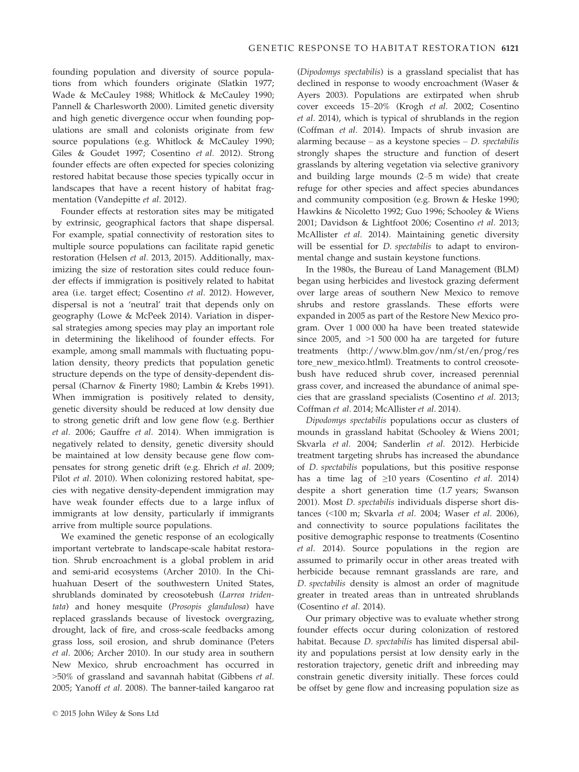founding population and diversity of source populations from which founders originate (Slatkin 1977; Wade & McCauley 1988; Whitlock & McCauley 1990; Pannell & Charlesworth 2000). Limited genetic diversity and high genetic divergence occur when founding populations are small and colonists originate from few source populations (e.g. Whitlock & McCauley 1990; Giles & Goudet 1997; Cosentino *et al.* 2012). Strong founder effects are often expected for species colonizing restored habitat because those species typically occur in landscapes that have a recent history of habitat fragmentation (Vandepitte *et al.* 2012).

Founder effects at restoration sites may be mitigated by extrinsic, geographical factors that shape dispersal. For example, spatial connectivity of restoration sites to multiple source populations can facilitate rapid genetic restoration (Helsen *et al.* 2013, 2015). Additionally, maximizing the size of restoration sites could reduce founder effects if immigration is positively related to habitat area (i.e. target effect; Cosentino *et al.* 2012). However, dispersal is not a 'neutral' trait that depends only on geography (Lowe & McPeek 2014). Variation in dispersal strategies among species may play an important role in determining the likelihood of founder effects. For example, among small mammals with fluctuating population density, theory predicts that population genetic structure depends on the type of density-dependent dispersal (Charnov & Finerty 1980; Lambin & Krebs 1991). When immigration is positively related to density, genetic diversity should be reduced at low density due to strong genetic drift and low gene flow (e.g. Berthier *et al.* 2006; Gauffre *et al.* 2014). When immigration is negatively related to density, genetic diversity should be maintained at low density because gene flow compensates for strong genetic drift (e.g. Ehrich *et al.* 2009; Pilot *et al.* 2010). When colonizing restored habitat, species with negative density-dependent immigration may have weak founder effects due to a large influx of immigrants at low density, particularly if immigrants arrive from multiple source populations.

We examined the genetic response of an ecologically important vertebrate to landscape-scale habitat restoration. Shrub encroachment is a global problem in arid and semi-arid ecosystems (Archer 2010). In the Chihuahuan Desert of the southwestern United States, shrublands dominated by creosotebush (*Larrea tridentata*) and honey mesquite (*Prosopis glandulosa*) have replaced grasslands because of livestock overgrazing, drought, lack of fire, and cross-scale feedbacks among grass loss, soil erosion, and shrub dominance (Peters *et al.* 2006; Archer 2010). In our study area in southern New Mexico, shrub encroachment has occurred in >50% of grassland and savannah habitat (Gibbens *et al.* 2005; Yanoff *et al.* 2008). The banner-tailed kangaroo rat (*Dipodomys spectabilis*) is a grassland specialist that has declined in response to woody encroachment (Waser & Ayers 2003). Populations are extirpated when shrub cover exceeds 15–20% (Krogh *et al.* 2002; Cosentino *et al.* 2014), which is typical of shrublands in the region (Coffman *et al.* 2014). Impacts of shrub invasion are alarming because – as a keystone species – *D. spectabilis* strongly shapes the structure and function of desert grasslands by altering vegetation via selective granivory and building large mounds (2–5 m wide) that create refuge for other species and affect species abundances and community composition (e.g. Brown & Heske 1990; Hawkins & Nicoletto 1992; Guo 1996; Schooley & Wiens 2001; Davidson & Lightfoot 2006; Cosentino *et al.* 2013; McAllister *et al.* 2014). Maintaining genetic diversity will be essential for *D. spectabilis* to adapt to environmental change and sustain keystone functions.

In the 1980s, the Bureau of Land Management (BLM) began using herbicides and livestock grazing deferment over large areas of southern New Mexico to remove shrubs and restore grasslands. These efforts were expanded in 2005 as part of the Restore New Mexico program. Over 1 000 000 ha have been treated statewide since 2005, and >1 500 000 ha are targeted for future treatments (http://www.blm.gov/nm/st/en/prog/restore_new_mexico.html). Treatments to control creosotebush have reduced shrub cover, increased perennial grass cover, and increased the abundance of animal species that are grassland specialists (Cosentino *et al.* 2013; Coffman *et al.* 2014; McAllister *et al.* 2014).

*Dipodomys spectabilis* populations occur as clusters of mounds in grassland habitat (Schooley & Wiens 2001; Skvarla *et al.* 2004; Sanderlin *et al.* 2012). Herbicide treatment targeting shrubs has increased the abundance of *D. spectabilis* populations, but this positive response has a time lag of ≥10 years (Cosentino *et al.* 2014) despite a short generation time (1.7 years; Swanson 2001). Most *D. spectabilis* individuals disperse short distances (<100 m; Skvarla *et al.* 2004; Waser *et al.* 2006), and connectivity to source populations facilitates the positive demographic response to treatments (Cosentino *et al.* 2014). Source populations in the region are assumed to primarily occur in other areas treated with herbicide because remnant grasslands are rare, and *D. spectabilis* density is almost an order of magnitude greater in treated areas than in untreated shrublands (Cosentino *et al.* 2014).

Our primary objective was to evaluate whether strong founder effects occur during colonization of restored habitat. Because *D. spectabilis* has limited dispersal ability and populations persist at low density early in the restoration trajectory, genetic drift and inbreeding may constrain genetic diversity initially. These forces could be offset by gene flow and increasing population size as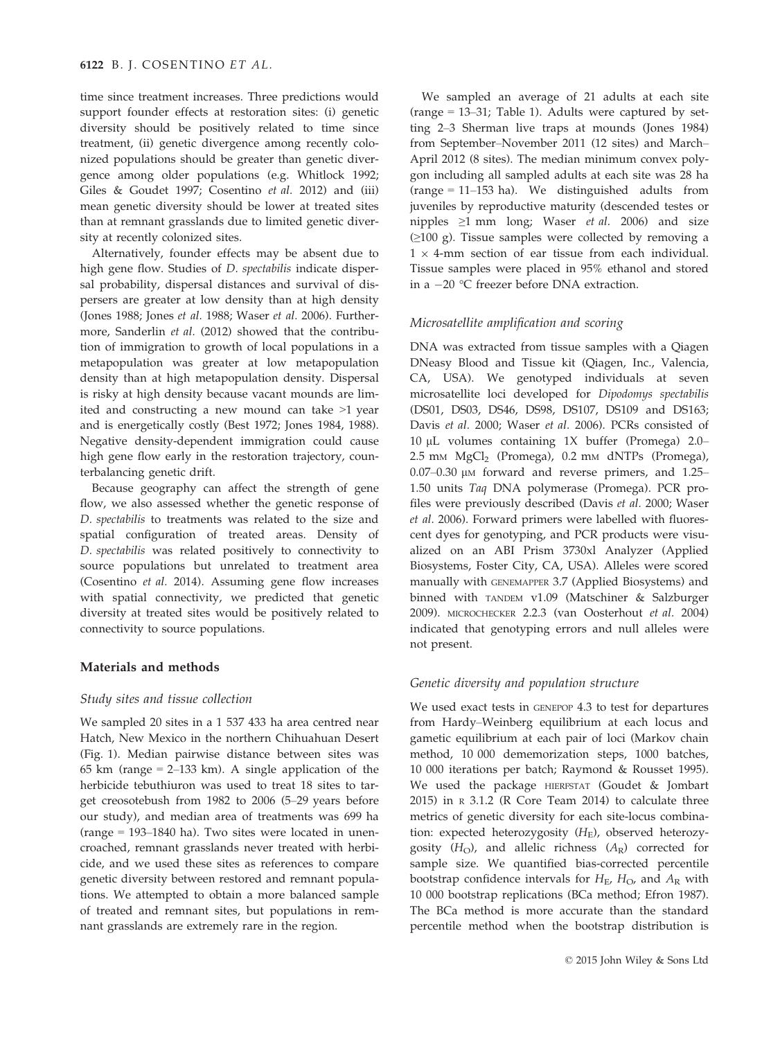time since treatment increases. Three predictions would support founder effects at restoration sites: (i) genetic diversity should be positively related to time since treatment, (ii) genetic divergence among recently colonized populations should be greater than genetic divergence among older populations (e.g. Whitlock 1992; Giles & Goudet 1997; Cosentino *et al.* 2012) and (iii) mean genetic diversity should be lower at treated sites than at remnant grasslands due to limited genetic diversity at recently colonized sites.

Alternatively, founder effects may be absent due to high gene flow. Studies of *D. spectabilis* indicate dispersal probability, dispersal distances and survival of dispersers are greater at low density than at high density (Jones 1988; Jones *et al.* 1988; Waser *et al.* 2006). Furthermore, Sanderlin *et al.* (2012) showed that the contribution of immigration to growth of local populations in a metapopulation was greater at low metapopulation density than at high metapopulation density. Dispersal is risky at high density because vacant mounds are limited and constructing a new mound can take >1 year and is energetically costly (Best 1972; Jones 1984, 1988). Negative density-dependent immigration could cause high gene flow early in the restoration trajectory, counterbalancing genetic drift.

Because geography can affect the strength of gene flow, we also assessed whether the genetic response of *D. spectabilis* to treatments was related to the size and spatial configuration of treated areas. Density of *D. spectabilis* was related positively to connectivity to source populations but unrelated to treatment area (Cosentino *et al.* 2014). Assuming gene flow increases with spatial connectivity, we predicted that genetic diversity at treated sites would be positively related to connectivity to source populations.

## Materials and methods

### Study sites and tissue collection

We sampled 20 sites in a 1 537 433 ha area centred near Hatch, New Mexico in the northern Chihuahuan Desert (Fig. 1). Median pairwise distance between sites was 65 km (range = 2–133 km). A single application of the herbicide tebuthiuron was used to treat 18 sites to target creosotebush from 1982 to 2006 (5–29 years before our study), and median area of treatments was 699 ha (range = 193–1840 ha). Two sites were located in unencroached, remnant grasslands never treated with herbicide, and we used these sites as references to compare genetic diversity between restored and remnant populations. We attempted to obtain a more balanced sample of treated and remnant sites, but populations in remnant grasslands are extremely rare in the region.

We sampled an average of 21 adults at each site (range = 13–31; Table 1). Adults were captured by setting 2–3 Sherman live traps at mounds (Jones 1984) from September–November 2011 (12 sites) and March–April 2012 (8 sites). The median minimum convex polygon including all sampled adults at each site was 28 ha (range = 11–153 ha). We distinguished adults from juveniles by reproductive maturity (descended testes or nipples ≥1 mm long; Waser *et al.* 2006) and size (≥100 g). Tissue samples were collected by removing a 1 × 4-mm section of ear tissue from each individual. Tissue samples were placed in 95% ethanol and stored in a −20 °C freezer before DNA extraction.

### Microsatellite amplification and scoring

DNA was extracted from tissue samples with a Qiagen DNeasy Blood and Tissue kit (Qiagen, Inc., Valencia, CA, USA). We genotyped individuals at seven microsatellite loci developed for *Dipodomys spectabilis* (DS01, DS03, DS46, DS98, DS107, DS109 and DS163; Davis *et al.* 2000; Waser *et al.* 2006). PCRs consisted of 10 μL volumes containing 1X buffer (Promega) 2.0–2.5 mM $MgCl_2$ (Promega), 0.2 mM dNTPs (Promega), 0.07–0.30 μM forward and reverse primers, and 1.25–1.50 units *Taq* DNA polymerase (Promega). PCR profiles were previously described (Davis *et al.* 2000; Waser *et al.* 2006). Forward primers were labelled with fluorescent dyes for genotyping, and PCR products were visualized on an ABI Prism 3730xl Analyzer (Applied Biosystems, Foster City, CA, USA). Alleles were scored manually with GENEMAPPER 3.7 (Applied Biosystems) and binned with TANDEM v1.09 (Matschiner & Salzburger 2009). MICROCHECKER 2.2.3 (van Oosterhout *et al.* 2004) indicated that genotyping errors and null alleles were not present.

### Genetic diversity and population structure

We used exact tests in GENEPOP 4.3 to test for departures from Hardy–Weinberg equilibrium at each locus and gametic equilibrium at each pair of loci (Markov chain method, 10 000 dememorization steps, 1000 batches, 10 000 iterations per batch; Raymond & Rousset 1995). We used the package HIERFSTAT (Goudet & Jombart 2015) in R 3.1.2 (R Core Team 2014) to calculate three metrics of genetic diversity for each site-locus combination: expected heterozygosity ($H_E$), observed heterozygosity ($H_O$), and allelic richness ($A_R$) corrected for sample size. We quantified bias-corrected percentile bootstrap confidence intervals for $H_E$, $H_O$, and $A_R$ with 10 000 bootstrap replications (BCa method; Efron 1987). The BCa method is more accurate than the standard percentile method when the bootstrap distribution is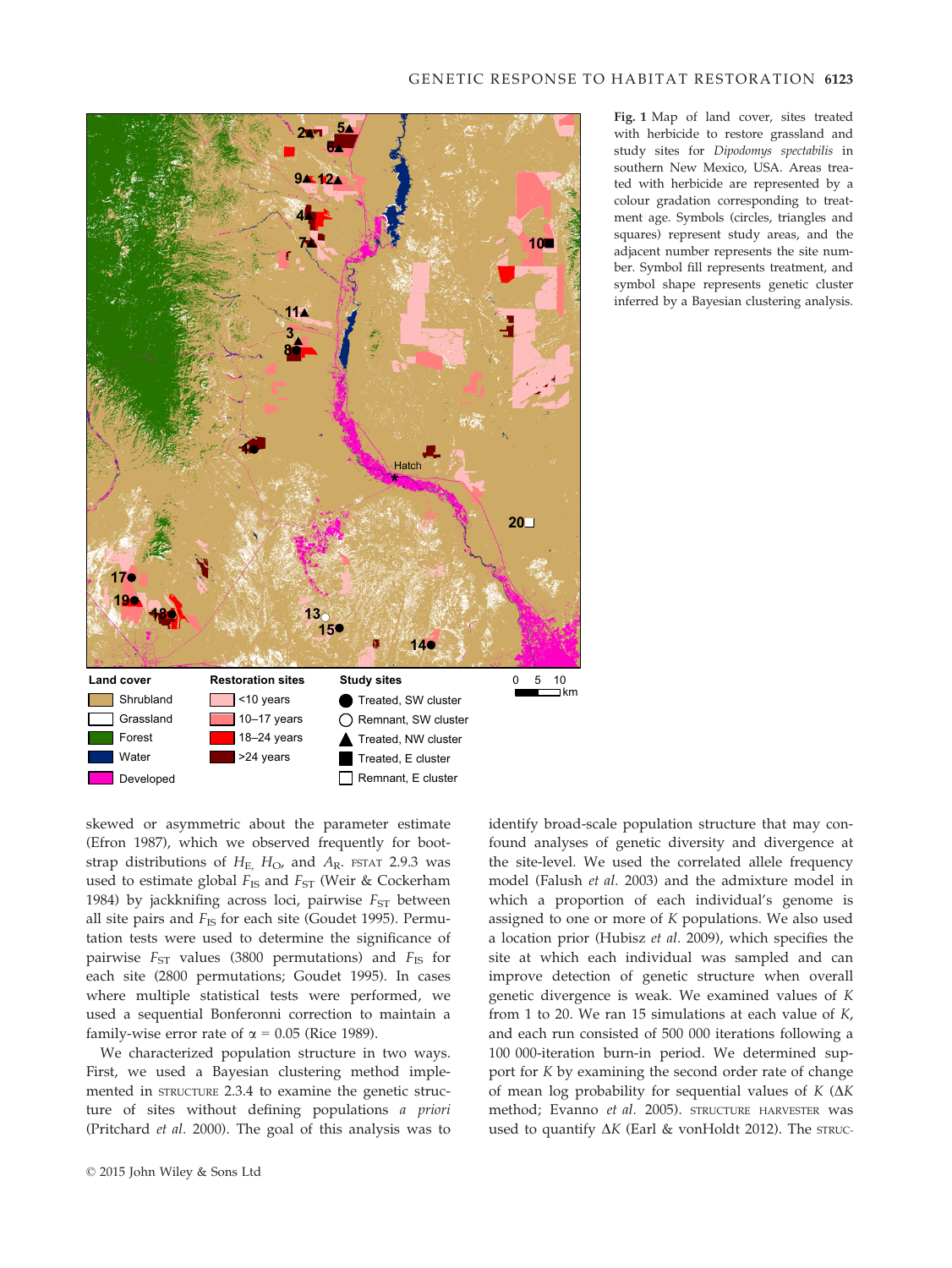Fig. 1 Map of land cover, sites treated with herbicide to restore grassland and study sites for *Dipodomys spectabilis* in southern New Mexico, USA. Areas treated with herbicide are represented by a colour gradation corresponding to treatment age. Symbols (circles, triangles and squares) represent study areas, and the adjacent number represents the site number. Symbol fill represents treatment, and symbol shape represents genetic cluster inferred by a Bayesian clustering analysis.

skewed or asymmetric about the parameter estimate (Efron 1987), which we observed frequently for bootstrap distributions of $H_E$, $H_O$, and $A_R$. FSTAT 2.9.3 was used to estimate global $F_{IS}$ and $F_{ST}$ (Weir & Cockerham 1984) by jackknifing across loci, pairwise $F_{ST}$ between all site pairs and $F_{IS}$ for each site (Goudet 1995). Permutation tests were used to determine the significance of pairwise $F_{ST}$ values (3800 permutations) and $F_{IS}$ for each site (2800 permutations; Goudet 1995). In cases where multiple statistical tests were performed, we used a sequential Bonferroni correction to maintain a family-wise error rate of $\alpha = 0.05$ (Rice 1989).

We characterized population structure in two ways. First, we used a Bayesian clustering method implemented in STRUCTURE 2.3.4 to examine the genetic structure of sites without defining populations *a priori* (Pritchard *et al.* 2000). The goal of this analysis was to identify broad-scale population structure that may confound analyses of genetic diversity and divergence at the site-level. We used the correlated allele frequency model (Falush *et al.* 2003) and the admixture model in which a proportion of each individual's genome is assigned to one or more of $K$ populations. We also used a location prior (Hubisz *et al.* 2009), which specifies the site at which each individual was sampled and can improve detection of genetic structure when overall genetic divergence is weak. We examined values of $K$ from 1 to 20. We ran 15 simulations at each value of $K$, and each run consisted of 500 000 iterations following a 100 000-iteration burn-in period. We determined support for $K$ by examining the second order rate of change of mean log probability for sequential values of $K$ ($\Delta K$ method; Evanno *et al.* 2005). STRUCTURE HARVESTER was used to quantify $\Delta K$ (Earl & vonHoldt 2012). The STRUC-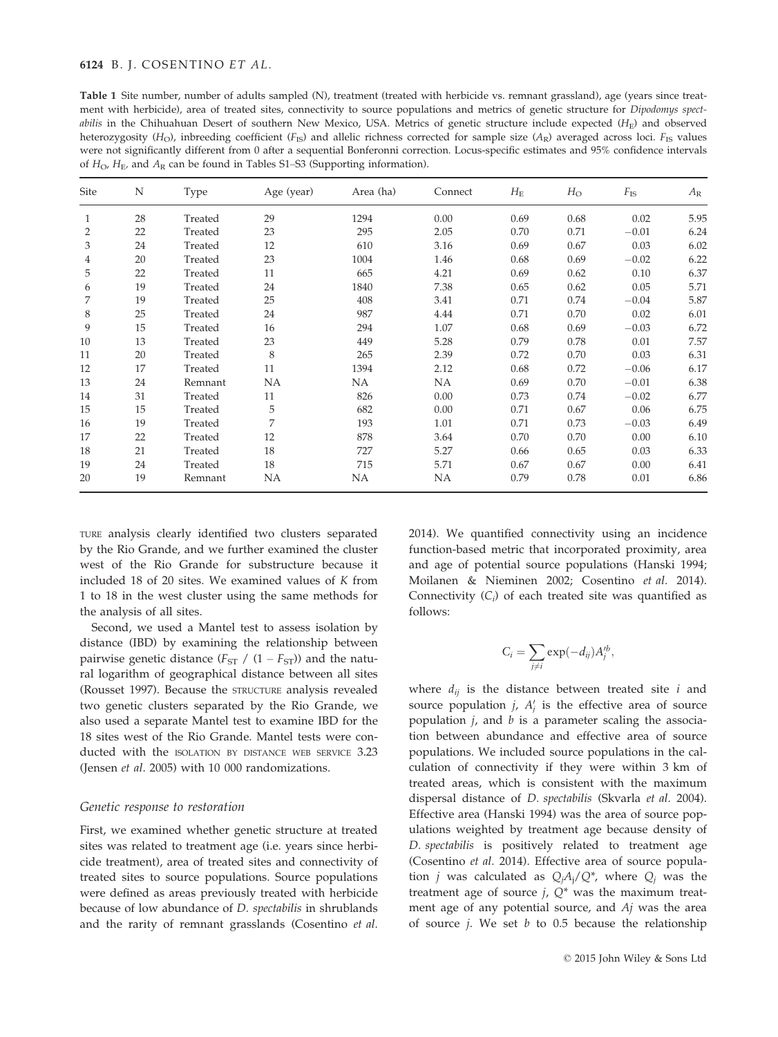**Table 1** Site number, number of adults sampled (N), treatment (treated with herbicide vs. remnant grassland), age (years since treatment with herbicide), area of treated sites, connectivity to source populations and metrics of genetic structure for *Dipodomys spectabilis* in the Chihuahuan Desert of southern New Mexico, USA. Metrics of genetic structure include expected ($H_E$) and observed heterozygosity ($H_O$), inbreeding coefficient ($F_{IS}$) and allelic richness corrected for sample size ($A_R$) averaged across loci. $F_{IS}$ values were not significantly different from 0 after a sequential Bonferonni correction. Locus-specific estimates and 95% confidence intervals of $H_O$, $H_E$, and $A_R$ can be found in Tables S1–S3 (Supporting information).

| Site | N | Type | Age (year) | Area (ha) | Connect | $H_E$ | $H_O$ | $F_{IS}$ | $A_R$ |
|---|---|---|---|---|---|---|---|---|---|
| 1 | 28 | Treated | 29 | 1294 | 0.00 | 0.69 | 0.68 | 0.02 | 5.95 |
| 2 | 22 | Treated | 23 | 295 | 2.05 | 0.70 | 0.71 | −0.01 | 6.24 |
| 3 | 24 | Treated | 12 | 610 | 3.16 | 0.69 | 0.67 | 0.03 | 6.02 |
| 4 | 20 | Treated | 23 | 1004 | 1.46 | 0.68 | 0.69 | −0.02 | 6.22 |
| 5 | 22 | Treated | 11 | 665 | 4.21 | 0.69 | 0.62 | 0.10 | 6.37 |
| 6 | 19 | Treated | 24 | 1840 | 7.38 | 0.65 | 0.62 | 0.05 | 5.71 |
| 7 | 19 | Treated | 25 | 408 | 3.41 | 0.71 | 0.74 | −0.04 | 5.87 |
| 8 | 25 | Treated | 24 | 987 | 4.44 | 0.71 | 0.70 | 0.02 | 6.01 |
| 9 | 15 | Treated | 16 | 294 | 1.07 | 0.68 | 0.69 | −0.03 | 6.72 |
| 10 | 13 | Treated | 23 | 449 | 5.28 | 0.79 | 0.78 | 0.01 | 7.57 |
| 11 | 20 | Treated | 8 | 265 | 2.39 | 0.72 | 0.70 | 0.03 | 6.31 |
| 12 | 17 | Treated | 11 | 1394 | 2.12 | 0.68 | 0.72 | −0.06 | 6.17 |
| 13 | 24 | Remnant | NA | NA | NA | 0.69 | 0.70 | −0.01 | 6.38 |
| 14 | 31 | Treated | 11 | 826 | 0.00 | 0.73 | 0.74 | −0.02 | 6.77 |
| 15 | 15 | Treated | 5 | 682 | 0.00 | 0.71 | 0.67 | 0.06 | 6.75 |
| 16 | 19 | Treated | 7 | 193 | 1.01 | 0.71 | 0.73 | −0.03 | 6.49 |
| 17 | 22 | Treated | 12 | 878 | 3.64 | 0.70 | 0.70 | 0.00 | 6.10 |
| 18 | 21 | Treated | 18 | 727 | 5.27 | 0.66 | 0.65 | 0.03 | 6.33 |
| 19 | 24 | Treated | 18 | 715 | 5.71 | 0.67 | 0.67 | 0.00 | 6.41 |
| 20 | 19 | Remnant | NA | NA | NA | 0.79 | 0.78 | 0.01 | 6.86 |

TURE analysis clearly identified two clusters separated by the Rio Grande, and we further examined the cluster west of the Rio Grande for substructure because it included 18 of 20 sites. We examined values of $K$ from 1 to 18 in the west cluster using the same methods for the analysis of all sites.

Second, we used a Mantel test to assess isolation by distance (IBD) by examining the relationship between pairwise genetic distance ($F_{ST}$ / (1 − $F_{ST}$)) and the natural logarithm of geographical distance between all sites (Rousset 1997). Because the STRUCTURE analysis revealed two genetic clusters separated by the Rio Grande, we also used a separate Mantel test to examine IBD for the 18 sites west of the Rio Grande. Mantel tests were conducted with the ISOLATION BY DISTANCE WEB SERVICE 3.23 (Jensen *et al.* 2005) with 10 000 randomizations.

### *Genetic response to restoration*

First, we examined whether genetic structure at treated sites was related to treatment age (i.e. years since herbicide treatment), area of treated sites and connectivity of treated sites to source populations. Source populations were defined as areas previously treated with herbicide because of low abundance of *D. spectabilis* in shrublands and the rarity of remnant grasslands (Cosentino *et al.* 2014). We quantified connectivity using an incidence function-based metric that incorporated proximity, area and age of potential source populations (Hanski 1994; Moilanen & Nieminen 2002; Cosentino *et al.* 2014). Connectivity ($C_i$) of each treated site was quantified as follows:

$$C_i = \sum_{j \neq i} \exp(-d_{ij}) A_j'^{b},$$

where $d_{ij}$ is the distance between treated site $i$ and source population $j$, $A_j'$ is the effective area of source population $j$, and $b$ is a parameter scaling the association between abundance and effective area of source populations. We included source populations in the calculation of connectivity if they were within 3 km of treated areas, which is consistent with the maximum dispersal distance of *D. spectabilis* (Skvarla *et al.* 2004). Effective area (Hanski 1994) was the area of source populations weighted by treatment age because density of *D. spectabilis* is positively related to treatment age (Cosentino *et al.* 2014). Effective area of source population $j$ was calculated as $Q_j A_j / Q^*$, where $Q_j$ was the treatment age of source $j$, $Q^*$ was the maximum treatment age of any potential source, and $Aj$ was the area of source $j$. We set $b$ to 0.5 because the relationship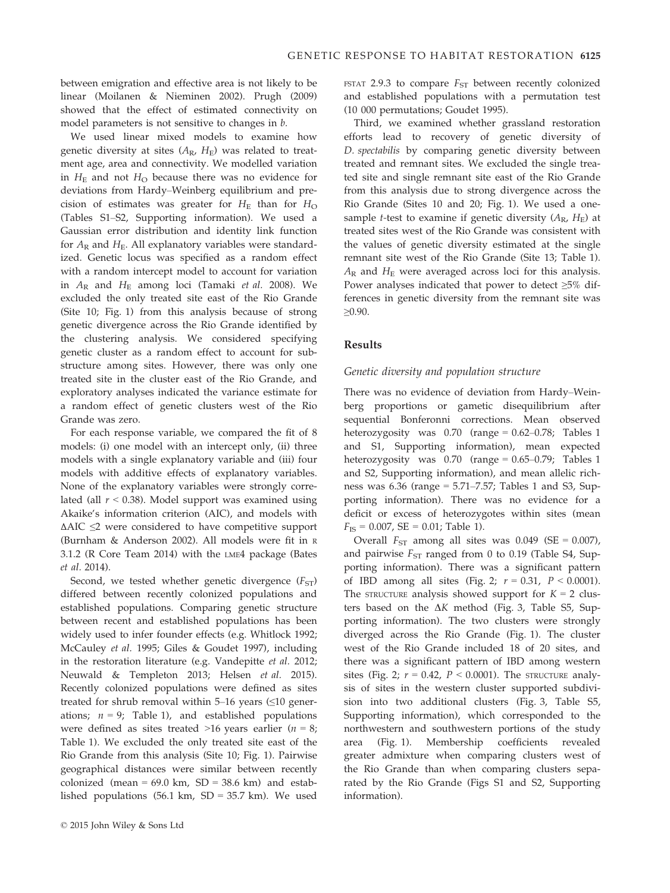between emigration and effective area is not likely to be linear (Moilanen & Nieminen 2002). Prugh (2009) showed that the effect of estimated connectivity on model parameters is not sensitive to changes in *b*.

We used linear mixed models to examine how genetic diversity at sites ($A_R$, $H_E$) was related to treatment age, area and connectivity. We modelled variation in $H_E$ and not $H_O$ because there was no evidence for deviations from Hardy–Weinberg equilibrium and precision of estimates was greater for $H_E$ than for $H_O$ (Tables S1–S2, Supporting information). We used a Gaussian error distribution and identity link function for $A_R$ and $H_E$. All explanatory variables were standardized. Genetic locus was specified as a random effect with a random intercept model to account for variation in $A_R$ and $H_E$ among loci (Tamaki *et al.* 2008). We excluded the only treated site east of the Rio Grande (Site 10; Fig. 1) from this analysis because of strong genetic divergence across the Rio Grande identified by the clustering analysis. We considered specifying genetic cluster as a random effect to account for substructure among sites. However, there was only one treated site in the cluster east of the Rio Grande, and exploratory analyses indicated the variance estimate for a random effect of genetic clusters west of the Rio Grande was zero.

For each response variable, we compared the fit of 8 models: (i) one model with an intercept only, (ii) three models with a single explanatory variable and (iii) four models with additive effects of explanatory variables. None of the explanatory variables were strongly correlated (all $r < 0.38$). Model support was examined using Akaike's information criterion (AIC), and models with $\Delta AIC \leq 2$ were considered to have competitive support (Burnham & Anderson 2002). All models were fit in R 3.1.2 (R Core Team 2014) with the LME4 package (Bates *et al.* 2014).

Second, we tested whether genetic divergence ($F_{ST}$) differed between recently colonized populations and established populations. Comparing genetic structure between recent and established populations has been widely used to infer founder effects (e.g. Whitlock 1992; McCauley *et al.* 1995; Giles & Goudet 1997), including in the restoration literature (e.g. Vandepitte *et al.* 2012; Neuwald & Templeton 2013; Helsen *et al.* 2015). Recently colonized populations were defined as sites treated for shrub removal within 5–16 years (≤10 generations; $n = 9$; Table 1), and established populations were defined as sites treated >16 years earlier ($n = 8$; Table 1). We excluded the only treated site east of the Rio Grande from this analysis (Site 10; Fig. 1). Pairwise geographical distances were similar between recently colonized (mean = 69.0 km, SD = 38.6 km) and established populations (56.1 km, SD = 35.7 km). We used FSTAT 2.9.3 to compare $F_{ST}$ between recently colonized and established populations with a permutation test (10 000 permutations; Goudet 1995).

Third, we examined whether grassland restoration efforts lead to recovery of genetic diversity of *D. spectabilis* by comparing genetic diversity between treated and remnant sites. We excluded the single treated site and single remnant site east of the Rio Grande from this analysis due to strong divergence across the Rio Grande (Sites 10 and 20; Fig. 1). We used a one-sample *t*-test to examine if genetic diversity ($A_R$, $H_E$) at treated sites west of the Rio Grande was consistent with the values of genetic diversity estimated at the single remnant site west of the Rio Grande (Site 13; Table 1). $A_R$ and $H_E$ were averaged across loci for this analysis. Power analyses indicated that power to detect ≥5% differences in genetic diversity from the remnant site was ≥0.90.

## Results

### Genetic diversity and population structure

There was no evidence of deviation from Hardy–Weinberg proportions or gametic disequilibrium after sequential Bonferroni corrections. Mean observed heterozygosity was 0.70 (range = 0.62–0.78; Tables 1 and S1, Supporting information), mean expected heterozygosity was 0.70 (range = 0.65–0.79; Tables 1 and S2, Supporting information), and mean allelic richness was 6.36 (range = 5.71–7.57; Tables 1 and S3, Supporting information). There was no evidence for a deficit or excess of heterozygotes within sites (mean $F_{IS} = 0.007$, SE = 0.01; Table 1).

Overall $F_{ST}$ among all sites was 0.049 (SE = 0.007), and pairwise $F_{ST}$ ranged from 0 to 0.19 (Table S4, Supporting information). There was a significant pattern of IBD among all sites (Fig. 2; $r = 0.31$, $P < 0.0001$). The STRUCTURE analysis showed support for $K = 2$ clusters based on the $\Delta K$ method (Fig. 3, Table S5, Supporting information). The two clusters were strongly diverged across the Rio Grande (Fig. 1). The cluster west of the Rio Grande included 18 of 20 sites, and there was a significant pattern of IBD among western sites (Fig. 2; $r = 0.42$, $P < 0.0001$). The STRUCTURE analysis of sites in the western cluster supported subdivision into two additional clusters (Fig. 3, Table S5, Supporting information), which corresponded to the northwestern and southwestern portions of the study area (Fig. 1). Membership coefficients revealed greater admixture when comparing clusters west of the Rio Grande than when comparing clusters separated by the Rio Grande (Figs S1 and S2, Supporting information).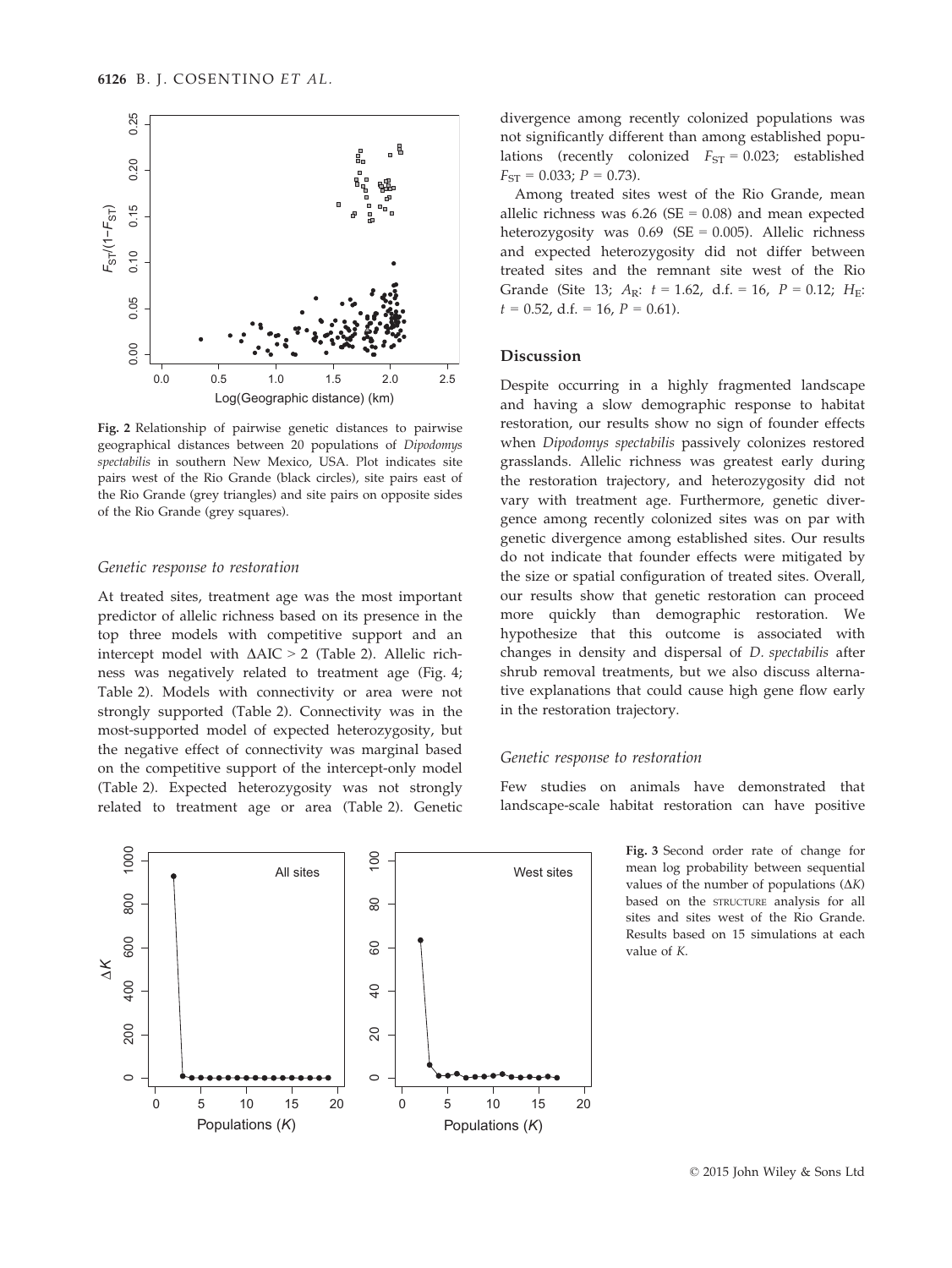Fig. 2 Relationship of pairwise genetic distances to pairwise geographical distances between 20 populations of *Dipodomys spectabilis* in southern New Mexico, USA. Plot indicates site pairs west of the Rio Grande (black circles), site pairs east of the Rio Grande (grey triangles) and site pairs on opposite sides of the Rio Grande (grey squares).

### Genetic response to restoration

At treated sites, treatment age was the most important predictor of allelic richness based on its presence in the top three models with competitive support and an intercept model with $\Delta AIC > 2$ (Table 2). Allelic richness was negatively related to treatment age (Fig. 4; Table 2). Models with connectivity or area were not strongly supported (Table 2). Connectivity was in the most-supported model of expected heterozygosity, but the negative effect of connectivity was marginal based on the competitive support of the intercept-only model (Table 2). Expected heterozygosity was not strongly related to treatment age or area (Table 2). Genetic divergence among recently colonized populations was not significantly different than among established populations (recently colonized $F_{ST} = 0.023$; established $F_{ST} = 0.033$; $P = 0.73$).

Among treated sites west of the Rio Grande, mean allelic richness was 6.26 (SE = 0.08) and mean expected heterozygosity was 0.69 (SE = 0.005). Allelic richness and expected heterozygosity did not differ between treated sites and the remnant site west of the Rio Grande (Site 13; $A_R$: $t = 1.62$, d.f. = 16, $P = 0.12$; $H_E$: $t = 0.52$, d.f. = 16, $P = 0.61$).

## Discussion

Despite occurring in a highly fragmented landscape and having a slow demographic response to habitat restoration, our results show no sign of founder effects when *Dipodomys spectabilis* passively colonizes restored grasslands. Allelic richness was greatest early during the restoration trajectory, and heterozygosity did not vary with treatment age. Furthermore, genetic divergence among recently colonized sites was on par with genetic divergence among established sites. Our results do not indicate that founder effects were mitigated by the size or spatial configuration of treated sites. Overall, our results show that genetic restoration can proceed more quickly than demographic restoration. We hypothesize that this outcome is associated with changes in density and dispersal of *D. spectabilis* after shrub removal treatments, but we also discuss alternative explanations that could cause high gene flow early in the restoration trajectory.

### Genetic response to restoration

Few studies on animals have demonstrated that landscape-scale habitat restoration can have positive

Fig. 3 Second order rate of change for mean log probability between sequential values of the number of populations ($\Delta K$) based on the STRUCTURE analysis for all sites and sites west of the Rio Grande. Results based on 15 simulations at each value of $K$.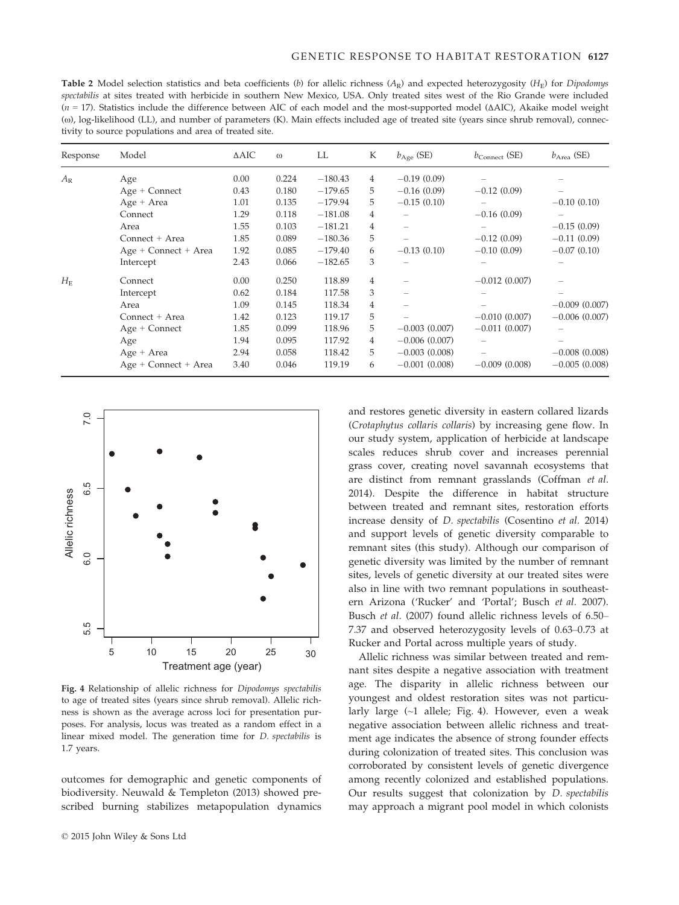**Table 2** Model selection statistics and beta coefficients (*b*) for allelic richness ($A_R$) and expected heterozygosity ($H_E$) for *Dipodomys spectabilis* at sites treated with herbicide in southern New Mexico, USA. Only treated sites west of the Rio Grande were included ($n$ = 17). Statistics include the difference between AIC of each model and the most-supported model (ΔAIC), Akaike model weight (ω), log-likelihood (LL), and number of parameters (K). Main effects included age of treated site (years since shrub removal), connectivity to source populations and area of treated site.

| Response | Model | ΔAIC | ω | LL | K | $b_{Age}$ (SE) | $b_{Connect}$ (SE) | $b_{Area}$ (SE) |
|---|---|---|---|---|---|---|---|---|
| $A_R$ | Age | 0.00 | 0.224 | −180.43 | 4 | −0.19 (0.09) | – | – |
| | Age + Connect | 0.43 | 0.180 | −179.65 | 5 | −0.16 (0.09) | −0.12 (0.09) | – |
| | Age + Area | 1.01 | 0.135 | −179.94 | 5 | −0.15 (0.10) | – | −0.10 (0.10) |
| | Connect | 1.29 | 0.118 | −181.08 | 4 | – | −0.16 (0.09) | – |
| | Area | 1.55 | 0.103 | −181.21 | 4 | – | – | −0.15 (0.09) |
| | Connect + Area | 1.85 | 0.089 | −180.36 | 5 | – | −0.12 (0.09) | −0.11 (0.09) |
| | Age + Connect + Area | 1.92 | 0.085 | −179.40 | 6 | −0.13 (0.10) | −0.10 (0.09) | −0.07 (0.10) |
| | Intercept | 2.43 | 0.066 | −182.65 | 3 | – | – | – |
| $H_E$ | Connect | 0.00 | 0.250 | 118.89 | 4 | – | −0.012 (0.007) | – |
| | Intercept | 0.62 | 0.184 | 117.58 | 3 | – | – | – |
| | Area | 1.09 | 0.145 | 118.34 | 4 | – | – | −0.009 (0.007) |
| | Connect + Area | 1.42 | 0.123 | 119.17 | 5 | – | −0.010 (0.007) | −0.006 (0.007) |
| | Age + Connect | 1.85 | 0.099 | 118.96 | 5 | −0.003 (0.007) | −0.011 (0.007) | – |
| | Age | 1.94 | 0.095 | 117.92 | 4 | −0.006 (0.007) | – | – |
| | Age + Area | 2.94 | 0.058 | 118.42 | 5 | −0.003 (0.008) | – | −0.008 (0.008) |
| | Age + Connect + Area | 3.40 | 0.046 | 119.19 | 6 | −0.001 (0.008) | −0.009 (0.008) | −0.005 (0.008) |

**Fig. 4** Relationship of allelic richness for *Dipodomys spectabilis* to age of treated sites (years since shrub removal). Allelic richness is shown as the average across loci for presentation purposes. For analysis, locus was treated as a random effect in a linear mixed model. The generation time for *D. spectabilis* is 1.7 years.

outcomes for demographic and genetic components of biodiversity. Neuwald & Templeton (2013) showed prescribed burning stabilizes metapopulation dynamics and restores genetic diversity in eastern collared lizards (*Crotaphytus collaris collaris*) by increasing gene flow. In our study system, application of herbicide at landscape scales reduces shrub cover and increases perennial grass cover, creating novel savannah ecosystems that are distinct from remnant grasslands (Coffman *et al.* 2014). Despite the difference in habitat structure between treated and remnant sites, restoration efforts increase density of *D. spectabilis* (Cosentino *et al.* 2014) and support levels of genetic diversity comparable to remnant sites (this study). Although our comparison of genetic diversity was limited by the number of remnant sites, levels of genetic diversity at our treated sites were also in line with two remnant populations in southeastern Arizona ('Rucker' and 'Portal'; Busch *et al.* 2007). Busch *et al.* (2007) found allelic richness levels of 6.50–7.37 and observed heterozygosity levels of 0.63–0.73 at Rucker and Portal across multiple years of study.

Allelic richness was similar between treated and remnant sites despite a negative association with treatment age. The disparity in allelic richness between our youngest and oldest restoration sites was not particularly large (~1 allele; Fig. 4). However, even a weak negative association between allelic richness and treatment age indicates the absence of strong founder effects during colonization of treated sites. This conclusion was corroborated by consistent levels of genetic divergence among recently colonized and established populations. Our results suggest that colonization by *D. spectabilis* may approach a migrant pool model in which colonists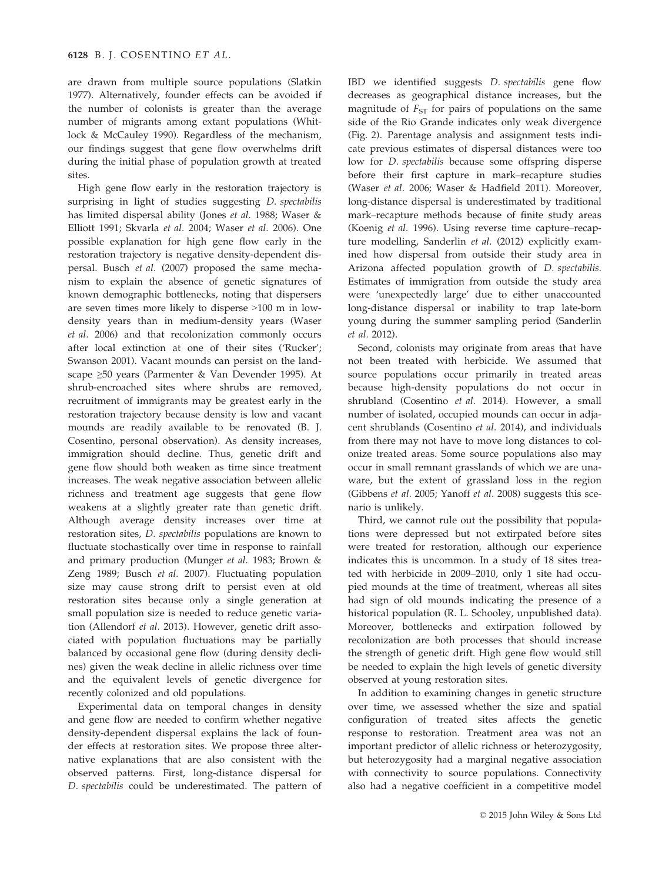are drawn from multiple source populations (Slatkin 1977). Alternatively, founder effects can be avoided if the number of colonists is greater than the average number of migrants among extant populations (Whitlock & McCauley 1990). Regardless of the mechanism, our findings suggest that gene flow overwhelms drift during the initial phase of population growth at treated sites.

High gene flow early in the restoration trajectory is surprising in light of studies suggesting *D. spectabilis* has limited dispersal ability (Jones *et al.* 1988; Waser & Elliott 1991; Skvarla *et al.* 2004; Waser *et al.* 2006). One possible explanation for high gene flow early in the restoration trajectory is negative density-dependent dispersal. Busch *et al.* (2007) proposed the same mechanism to explain the absence of genetic signatures of known demographic bottlenecks, noting that dispersers are seven times more likely to disperse >100 m in low-density years than in medium-density years (Waser *et al.* 2006) and that recolonization commonly occurs after local extinction at one of their sites ('Rucker'; Swanson 2001). Vacant mounds can persist on the landscape ≥50 years (Parmenter & Van Devender 1995). At shrub-encroached sites where shrubs are removed, recruitment of immigrants may be greatest early in the restoration trajectory because density is low and vacant mounds are readily available to be renovated (B. J. Cosentino, personal observation). As density increases, immigration should decline. Thus, genetic drift and gene flow should both weaken as time since treatment increases. The weak negative association between allelic richness and treatment age suggests that gene flow weakens at a slightly greater rate than genetic drift. Although average density increases over time at restoration sites, *D. spectabilis* populations are known to fluctuate stochastically over time in response to rainfall and primary production (Munger *et al.* 1983; Brown & Zeng 1989; Busch *et al.* 2007). Fluctuating population size may cause strong drift to persist even at old restoration sites because only a single generation at small population size is needed to reduce genetic variation (Allendorf *et al.* 2013). However, genetic drift associated with population fluctuations may be partially balanced by occasional gene flow (during density declines) given the weak decline in allelic richness over time and the equivalent levels of genetic divergence for recently colonized and old populations.

Experimental data on temporal changes in density and gene flow are needed to confirm whether negative density-dependent dispersal explains the lack of founder effects at restoration sites. We propose three alternative explanations that are also consistent with the observed patterns. First, long-distance dispersal for *D. spectabilis* could be underestimated. The pattern of IBD we identified suggests *D. spectabilis* gene flow decreases as geographical distance increases, but the magnitude of $F_{ST}$ for pairs of populations on the same side of the Rio Grande indicates only weak divergence (Fig. 2). Parentage analysis and assignment tests indicate previous estimates of dispersal distances were too low for *D. spectabilis* because some offspring disperse before their first capture in mark–recapture studies (Waser *et al.* 2006; Waser & Hadfield 2011). Moreover, long-distance dispersal is underestimated by traditional mark–recapture methods because of finite study areas (Koenig *et al.* 1996). Using reverse time capture–recapture modelling, Sanderlin *et al.* (2012) explicitly examined how dispersal from outside their study area in Arizona affected population growth of *D. spectabilis*. Estimates of immigration from outside the study area were 'unexpectedly large' due to either unaccounted long-distance dispersal or inability to trap late-born young during the summer sampling period (Sanderlin *et al.* 2012).

Second, colonists may originate from areas that have not been treated with herbicide. We assumed that source populations occur primarily in treated areas because high-density populations do not occur in shrubland (Cosentino *et al.* 2014). However, a small number of isolated, occupied mounds can occur in adjacent shrublands (Cosentino *et al.* 2014), and individuals from there may not have to move long distances to colonize treated areas. Some source populations also may occur in small remnant grasslands of which we are unaware, but the extent of grassland loss in the region (Gibbens *et al.* 2005; Yanoff *et al.* 2008) suggests this scenario is unlikely.

Third, we cannot rule out the possibility that populations were depressed but not extirpated before sites were treated for restoration, although our experience indicates this is uncommon. In a study of 18 sites treated with herbicide in 2009–2010, only 1 site had occupied mounds at the time of treatment, whereas all sites had sign of old mounds indicating the presence of a historical population (R. L. Schooley, unpublished data). Moreover, bottlenecks and extirpation followed by recolonization are both processes that should increase the strength of genetic drift. High gene flow would still be needed to explain the high levels of genetic diversity observed at young restoration sites.

In addition to examining changes in genetic structure over time, we assessed whether the size and spatial configuration of treated sites affects the genetic response to restoration. Treatment area was not an important predictor of allelic richness or heterozygosity, but heterozygosity had a marginal negative association with connectivity to source populations. Connectivity also had a negative coefficient in a competitive model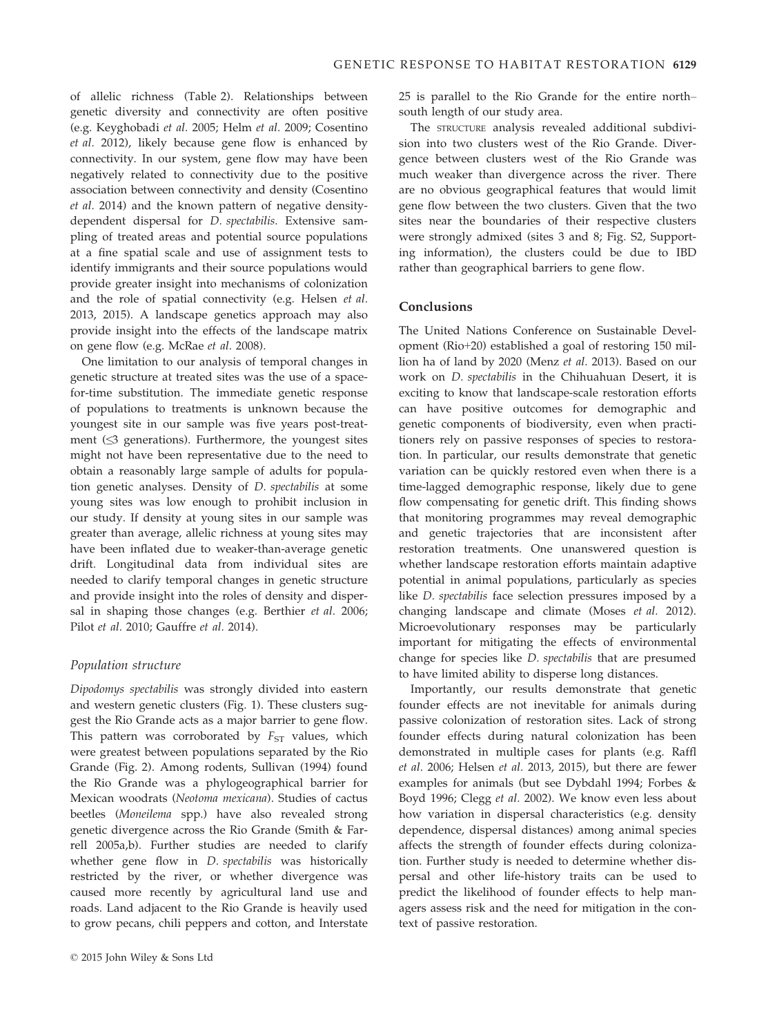of allelic richness (Table 2). Relationships between genetic diversity and connectivity are often positive (e.g. Keyghobadi *et al.* 2005; Helm *et al.* 2009; Cosentino *et al.* 2012), likely because gene flow is enhanced by connectivity. In our system, gene flow may have been negatively related to connectivity due to the positive association between connectivity and density (Cosentino *et al.* 2014) and the known pattern of negative density-dependent dispersal for *D. spectabilis*. Extensive sampling of treated areas and potential source populations at a fine spatial scale and use of assignment tests to identify immigrants and their source populations would provide greater insight into mechanisms of colonization and the role of spatial connectivity (e.g. Helsen *et al.* 2013, 2015). A landscape genetics approach may also provide insight into the effects of the landscape matrix on gene flow (e.g. McRae *et al.* 2008).

One limitation to our analysis of temporal changes in genetic structure at treated sites was the use of a space-for-time substitution. The immediate genetic response of populations to treatments is unknown because the youngest site in our sample was five years post-treatment ($\lesssim$3 generations). Furthermore, the youngest sites might not have been representative due to the need to obtain a reasonably large sample of adults for population genetic analyses. Density of *D. spectabilis* at some young sites was low enough to prohibit inclusion in our study. If density at young sites in our sample was greater than average, allelic richness at young sites may have been inflated due to weaker-than-average genetic drift. Longitudinal data from individual sites are needed to clarify temporal changes in genetic structure and provide insight into the roles of density and dispersal in shaping those changes (e.g. Berthier *et al.* 2006; Pilot *et al.* 2010; Gauffre *et al.* 2014).

### *Population structure*

*Dipodomys spectabilis* was strongly divided into eastern and western genetic clusters (Fig. 1). These clusters suggest the Rio Grande acts as a major barrier to gene flow. This pattern was corroborated by $F_{ST}$ values, which were greatest between populations separated by the Rio Grande (Fig. 2). Among rodents, Sullivan (1994) found the Rio Grande was a phylogeographical barrier for Mexican woodrats (*Neotoma mexicana*). Studies of cactus beetles (*Moneilema* spp.) have also revealed strong genetic divergence across the Rio Grande (Smith & Farrell 2005a,b). Further studies are needed to clarify whether gene flow in *D. spectabilis* was historically restricted by the river, or whether divergence was caused more recently by agricultural land use and roads. Land adjacent to the Rio Grande is heavily used to grow pecans, chili peppers and cotton, and Interstate 25 is parallel to the Rio Grande for the entire north–south length of our study area.

The STRUCTURE analysis revealed additional subdivision into two clusters west of the Rio Grande. Divergence between clusters west of the Rio Grande was much weaker than divergence across the river. There are no obvious geographical features that would limit gene flow between the two clusters. Given that the two sites near the boundaries of their respective clusters were strongly admixed (sites 3 and 8; Fig. S2, Supporting information), the clusters could be due to IBD rather than geographical barriers to gene flow.

## Conclusions

The United Nations Conference on Sustainable Development (Rio+20) established a goal of restoring 150 million ha of land by 2020 (Menz *et al.* 2013). Based on our work on *D. spectabilis* in the Chihuahuan Desert, it is exciting to know that landscape-scale restoration efforts can have positive outcomes for demographic and genetic components of biodiversity, even when practitioners rely on passive responses of species to restoration. In particular, our results demonstrate that genetic variation can be quickly restored even when there is a time-lagged demographic response, likely due to gene flow compensating for genetic drift. This finding shows that monitoring programmes may reveal demographic and genetic trajectories that are inconsistent after restoration treatments. One unanswered question is whether landscape restoration efforts maintain adaptive potential in animal populations, particularly as species like *D. spectabilis* face selection pressures imposed by a changing landscape and climate (Moses *et al.* 2012). Microevolutionary responses may be particularly important for mitigating the effects of environmental change for species like *D. spectabilis* that are presumed to have limited ability to disperse long distances.

Importantly, our results demonstrate that genetic founder effects are not inevitable for animals during passive colonization of restoration sites. Lack of strong founder effects during natural colonization has been demonstrated in multiple cases for plants (e.g. Raffl *et al.* 2006; Helsen *et al.* 2013, 2015), but there are fewer examples for animals (but see Dybdahl 1994; Forbes & Boyd 1996; Clegg *et al.* 2002). We know even less about how variation in dispersal characteristics (e.g. density dependence, dispersal distances) among animal species affects the strength of founder effects during colonization. Further study is needed to determine whether dispersal and other life-history traits can be used to predict the likelihood of founder effects to help managers assess risk and the need for mitigation in the context of passive restoration.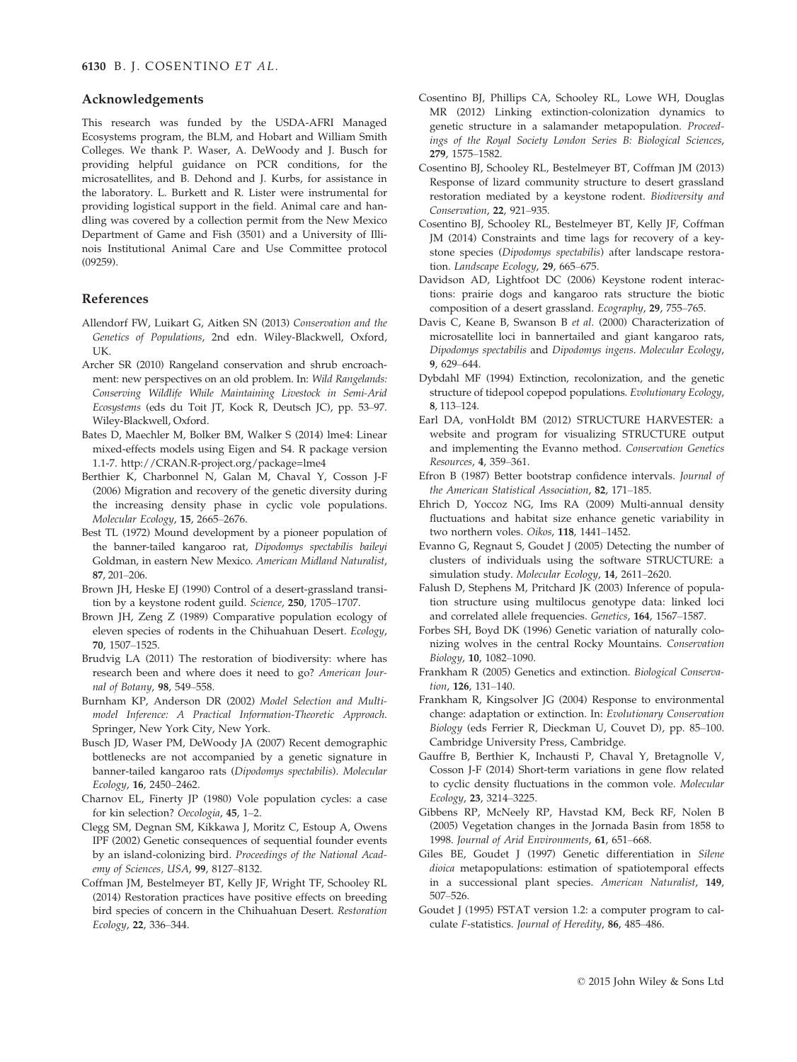## Acknowledgements

This research was funded by the USDA-AFRI Managed Ecosystems program, the BLM, and Hobart and William Smith Colleges. We thank P. Waser, A. DeWoody and J. Busch for providing helpful guidance on PCR conditions, for the microsatellites, and B. Dehond and J. Kurbs, for assistance in the laboratory. L. Burkett and R. Lister were instrumental for providing logistical support in the field. Animal care and handling was covered by a collection permit from the New Mexico Department of Game and Fish (3501) and a University of Illinois Institutional Animal Care and Use Committee protocol (09259).

## References

Allendorf FW, Luikart G, Aitken SN (2013) *Conservation and the Genetics of Populations*, 2nd edn. Wiley-Blackwell, Oxford, UK.

Archer SR (2010) Rangeland conservation and shrub encroachment: new perspectives on an old problem. In: *Wild Rangelands: Conserving Wildlife While Maintaining Livestock in Semi-Arid Ecosystems* (eds du Toit JT, Kock R, Deutsch JC), pp. 53–97. Wiley-Blackwell, Oxford.

Bates D, Maechler M, Bolker BM, Walker S (2014) lme4: Linear mixed-effects models using Eigen and S4. R package version 1.1-7. http://CRAN.R-project.org/package=lme4

Berthier K, Charbonnel N, Galan M, Chaval Y, Cosson J-F (2006) Migration and recovery of the genetic diversity during the increasing density phase in cyclic vole populations. *Molecular Ecology*, **15**, 2665–2676.

Best TL (1972) Mound development by a pioneer population of the banner-tailed kangaroo rat, *Dipodomys spectabilis baileyi* Goldman, in eastern New Mexico. *American Midland Naturalist*, **87**, 201–206.

Brown JH, Heske EJ (1990) Control of a desert-grassland transition by a keystone rodent guild. *Science*, **250**, 1705–1707.

Brown JH, Zeng Z (1989) Comparative population ecology of eleven species of rodents in the Chihuahuan Desert. *Ecology*, **70**, 1507–1525.

Brudvig LA (2011) The restoration of biodiversity: where has research been and where does it need to go? *American Journal of Botany*, **98**, 549–558.

Burnham KP, Anderson DR (2002) *Model Selection and Multimodel Inference: A Practical Information-Theoretic Approach*. Springer, New York City, New York.

Busch JD, Waser PM, DeWoody JA (2007) Recent demographic bottlenecks are not accompanied by a genetic signature in banner-tailed kangaroo rats (*Dipodomys spectabilis*). *Molecular Ecology*, **16**, 2450–2462.

Charnov EL, Finerty JP (1980) Vole population cycles: a case for kin selection? *Oecologia*, **45**, 1–2.

Clegg SM, Degnan SM, Kikkawa J, Moritz C, Estoup A, Owens IPF (2002) Genetic consequences of sequential founder events by an island-colonizing bird. *Proceedings of the National Academy of Sciences, USA*, **99**, 8127–8132.

Coffman JM, Bestelmeyer BT, Kelly JF, Wright TF, Schooley RL (2014) Restoration practices have positive effects on breeding bird species of concern in the Chihuahuan Desert. *Restoration Ecology*, **22**, 336–344.

Cosentino BJ, Phillips CA, Schooley RL, Lowe WH, Douglas MR (2012) Linking extinction-colonization dynamics to genetic structure in a salamander metapopulation. *Proceedings of the Royal Society London Series B: Biological Sciences*, **279**, 1575–1582.

Cosentino BJ, Schooley RL, Bestelmeyer BT, Coffman JM (2013) Response of lizard community structure to desert grassland restoration mediated by a keystone rodent. *Biodiversity and Conservation*, **22**, 921–935.

Cosentino BJ, Schooley RL, Bestelmeyer BT, Kelly JF, Coffman JM (2014) Constraints and time lags for recovery of a keystone species (*Dipodomys spectabilis*) after landscape restoration. *Landscape Ecology*, **29**, 665–675.

Davidson AD, Lightfoot DC (2006) Keystone rodent interactions: prairie dogs and kangaroo rats structure the biotic composition of a desert grassland. *Ecography*, **29**, 755–765.

Davis C, Keane B, Swanson B *et al.* (2000) Characterization of microsatellite loci in bannertailed and giant kangaroo rats, *Dipodomys spectabilis* and *Dipodomys ingens*. *Molecular Ecology*, **9**, 629–644.

Dybdahl MF (1994) Extinction, recolonization, and the genetic structure of tidepool copepod populations. *Evolutionary Ecology*, **8**, 113–124.

Earl DA, vonHoldt BM (2012) STRUCTURE HARVESTER: a website and program for visualizing STRUCTURE output and implementing the Evanno method. *Conservation Genetics Resources*, **4**, 359–361.

Efron B (1987) Better bootstrap confidence intervals. *Journal of the American Statistical Association*, **82**, 171–185.

Ehrich D, Yoccoz NG, Ims RA (2009) Multi-annual density fluctuations and habitat size enhance genetic variability in two northern voles. *Oikos*, **118**, 1441–1452.

Evanno G, Regnaut S, Goudet J (2005) Detecting the number of clusters of individuals using the software STRUCTURE: a simulation study. *Molecular Ecology*, **14**, 2611–2620.

Falush D, Stephens M, Pritchard JK (2003) Inference of population structure using multilocus genotype data: linked loci and correlated allele frequencies. *Genetics*, **164**, 1567–1587.

Forbes SH, Boyd DK (1996) Genetic variation of naturally colonizing wolves in the central Rocky Mountains. *Conservation Biology*, **10**, 1082–1090.

Frankham R (2005) Genetics and extinction. *Biological Conservation*, **126**, 131–140.

Frankham R, Kingsolver JG (2004) Response to environmental change: adaptation or extinction. In: *Evolutionary Conservation Biology* (eds Ferrier R, Dieckman U, Couvet D), pp. 85–100. Cambridge University Press, Cambridge.

Gauffre B, Berthier K, Inchausti P, Chaval Y, Bretagnolle V, Cosson J-F (2014) Short-term variations in gene flow related to cyclic density fluctuations in the common vole. *Molecular Ecology*, **23**, 3214–3225.

Gibbens RP, McNeely RP, Havstad KM, Beck RF, Nolen B (2005) Vegetation changes in the Jornada Basin from 1858 to 1998. *Journal of Arid Environments*, **61**, 651–668.

Giles BE, Goudet J (1997) Genetic differentiation in *Silene dioica* metapopulations: estimation of spatiotemporal effects in a successional plant species. *American Naturalist*, **149**, 507–526.

Goudet J (1995) FSTAT version 1.2: a computer program to calculate F-statistics. *Journal of Heredity*, **86**, 485–486.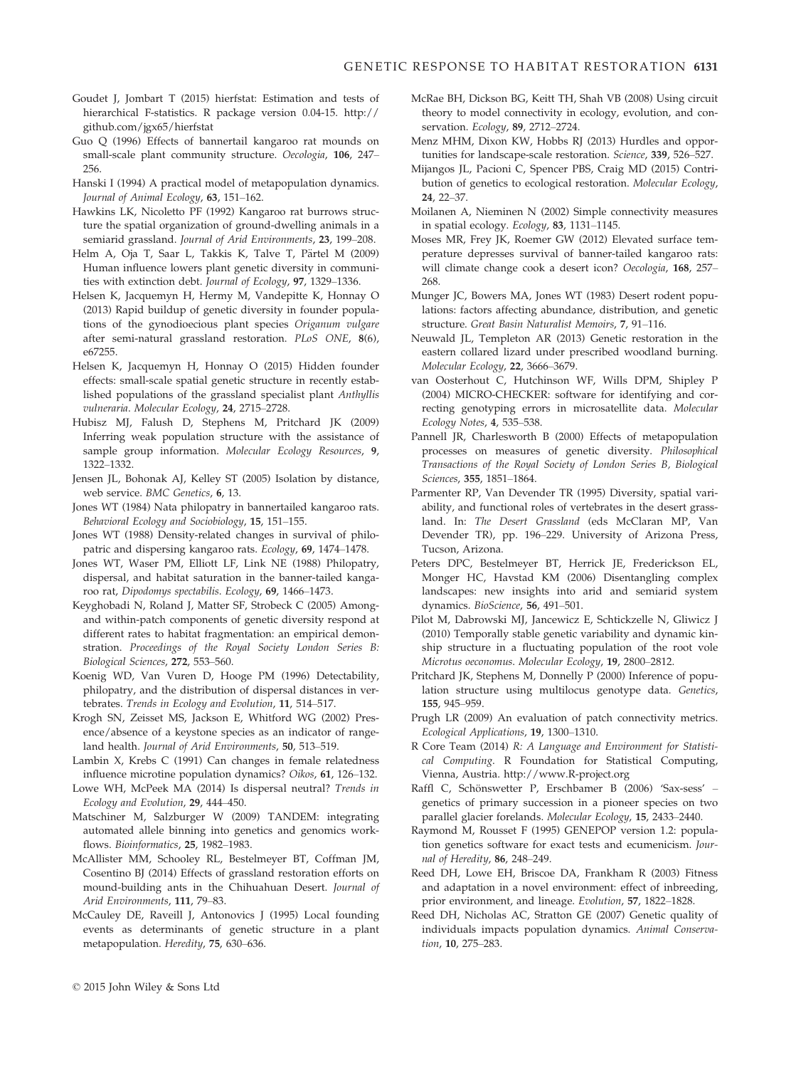Goudet J, Jombart T (2015) hierfstat: Estimation and tests of hierarchical F-statistics. R package version 0.04-15. http://github.com/jgx65/hierfstat

Guo Q (1996) Effects of bannertail kangaroo rat mounds on small-scale plant community structure. *Oecologia*, **106**, 247–256.

Hanski I (1994) A practical model of metapopulation dynamics. *Journal of Animal Ecology*, **63**, 151–162.

Hawkins LK, Nicoletto PF (1992) Kangaroo rat burrows structure the spatial organization of ground-dwelling animals in a semiarid grassland. *Journal of Arid Environments*, **23**, 199–208.

Helm A, Oja T, Saar L, Takkis K, Talve T, Pärtel M (2009) Human influence lowers plant genetic diversity in communities with extinction debt. *Journal of Ecology*, **97**, 1329–1336.

Helsen K, Jacquemyn H, Hermy M, Vandepitte K, Honnay O (2013) Rapid buildup of genetic diversity in founder populations of the gynodioecious plant species *Origanum vulgare* after semi-natural grassland restoration. *PLoS ONE*, **8**(6), e67255.

Helsen K, Jacquemyn H, Honnay O (2015) Hidden founder effects: small-scale spatial genetic structure in recently established populations of the grassland specialist plant *Anthyllis vulneraria*. *Molecular Ecology*, **24**, 2715–2728.

Hubisz MJ, Falush D, Stephens M, Pritchard JK (2009) Inferring weak population structure with the assistance of sample group information. *Molecular Ecology Resources*, **9**, 1322–1332.

Jensen JL, Bohonak AJ, Kelley ST (2005) Isolation by distance, web service. *BMC Genetics*, **6**, 13.

Jones WT (1984) Nata philopatry in bannertailed kangaroo rats. *Behavioral Ecology and Sociobiology*, **15**, 151–155.

Jones WT (1988) Density-related changes in survival of philopatric and dispersing kangaroo rats. *Ecology*, **69**, 1474–1478.

Jones WT, Waser PM, Elliott LF, Link NE (1988) Philopatry, dispersal, and habitat saturation in the banner-tailed kangaroo rat, *Dipodomys spectabilis*. *Ecology*, **69**, 1466–1473.

Keyghobadi N, Roland J, Matter SF, Strobeck C (2005) Among- and within-patch components of genetic diversity respond at different rates to habitat fragmentation: an empirical demonstration. *Proceedings of the Royal Society London Series B: Biological Sciences*, **272**, 553–560.

Koenig WD, Van Vuren D, Hooge PM (1996) Detectability, philopatry, and the distribution of dispersal distances in vertebrates. *Trends in Ecology and Evolution*, **11**, 514–517.

Krogh SN, Zeisset MS, Jackson E, Whitford WG (2002) Presence/absence of a keystone species as an indicator of rangeland health. *Journal of Arid Environments*, **50**, 513–519.

Lambin X, Krebs C (1991) Can changes in female relatedness influence microtine population dynamics? *Oikos*, **61**, 126–132.

Lowe WH, McPeek MA (2014) Is dispersal neutral? *Trends in Ecology and Evolution*, **29**, 444–450.

Matschiner M, Salzburger W (2009) TANDEM: integrating automated allele binning into genetics and genomics workflows. *Bioinformatics*, **25**, 1982–1983.

McAllister MM, Schooley RL, Bestelmeyer BT, Coffman JM, Cosentino BJ (2014) Effects of grassland restoration efforts on mound-building ants in the Chihuahuan Desert. *Journal of Arid Environments*, **111**, 79–83.

McCauley DE, Raveill J, Antonovics J (1995) Local founding events as determinants of genetic structure in a plant metapopulation. *Heredity*, **75**, 630–636.

McRae BH, Dickson BG, Keitt TH, Shah VB (2008) Using circuit theory to model connectivity in ecology, evolution, and conservation. *Ecology*, **89**, 2712–2724.

Menz MHM, Dixon KW, Hobbs RJ (2013) Hurdles and opportunities for landscape-scale restoration. *Science*, **339**, 526–527.

Mijangos JL, Pacioni C, Spencer PBS, Craig MD (2015) Contribution of genetics to ecological restoration. *Molecular Ecology*, **24**, 22–37.

Moilanen A, Nieminen N (2002) Simple connectivity measures in spatial ecology. *Ecology*, **83**, 1131–1145.

Moses MR, Frey JK, Roemer GW (2012) Elevated surface temperature depresses survival of banner-tailed kangaroo rats: will climate change cook a desert icon? *Oecologia*, **168**, 257–268.

Munger JC, Bowers MA, Jones WT (1983) Desert rodent populations: factors affecting abundance, distribution, and genetic structure. *Great Basin Naturalist Memoirs*, **7**, 91–116.

Neuwald JL, Templeton AR (2013) Genetic restoration in the eastern collared lizard under prescribed woodland burning. *Molecular Ecology*, **22**, 3666–3679.

van Oosterhout C, Hutchinson WF, Wills DPM, Shipley P (2004) MICRO-CHECKER: software for identifying and correcting genotyping errors in microsatellite data. *Molecular Ecology Notes*, **4**, 535–538.

Pannell JR, Charlesworth B (2000) Effects of metapopulation processes on measures of genetic diversity. *Philosophical Transactions of the Royal Society of London Series B, Biological Sciences*, **355**, 1851–1864.

Parmenter RP, Van Devender TR (1995) Diversity, spatial variability, and functional roles of vertebrates in the desert grassland. In: *The Desert Grassland* (eds McClaran MP, Van Devender TR), pp. 196–229. University of Arizona Press, Tucson, Arizona.

Peters DPC, Bestelmeyer BT, Herrick JE, Frederickson EL, Monger HC, Havstad KM (2006) Disentangling complex landscapes: new insights into arid and semiarid system dynamics. *BioScience*, **56**, 491–501.

Pilot M, Dabrowski MJ, Jancewicz E, Schtickzelle N, Gliwicz J (2010) Temporally stable genetic variability and dynamic kinship structure in a fluctuating population of the root vole *Microtus oeconomus*. *Molecular Ecology*, **19**, 2800–2812.

Pritchard JK, Stephens M, Donnelly P (2000) Inference of population structure using multilocus genotype data. *Genetics*, **155**, 945–959.

Prugh LR (2009) An evaluation of patch connectivity metrics. *Ecological Applications*, **19**, 1300–1310.

R Core Team (2014) *R: A Language and Environment for Statistical Computing*. R Foundation for Statistical Computing, Vienna, Austria. http://www.R-project.org

Raffl C, Schönswetter P, Erschbamer B (2006) 'Sax-sess' – genetics of primary succession in a pioneer species on two parallel glacier forelands. *Molecular Ecology*, **15**, 2433–2440.

Raymond M, Rousset F (1995) GENEPOP version 1.2: population genetics software for exact tests and ecumenicism. *Journal of Heredity*, **86**, 248–249.

Reed DH, Lowe EH, Briscoe DA, Frankham R (2003) Fitness and adaptation in a novel environment: effect of inbreeding, prior environment, and lineage. *Evolution*, **57**, 1822–1828.

Reed DH, Nicholas AC, Stratton GE (2007) Genetic quality of individuals impacts population dynamics. *Animal Conservation*, **10**, 275–283.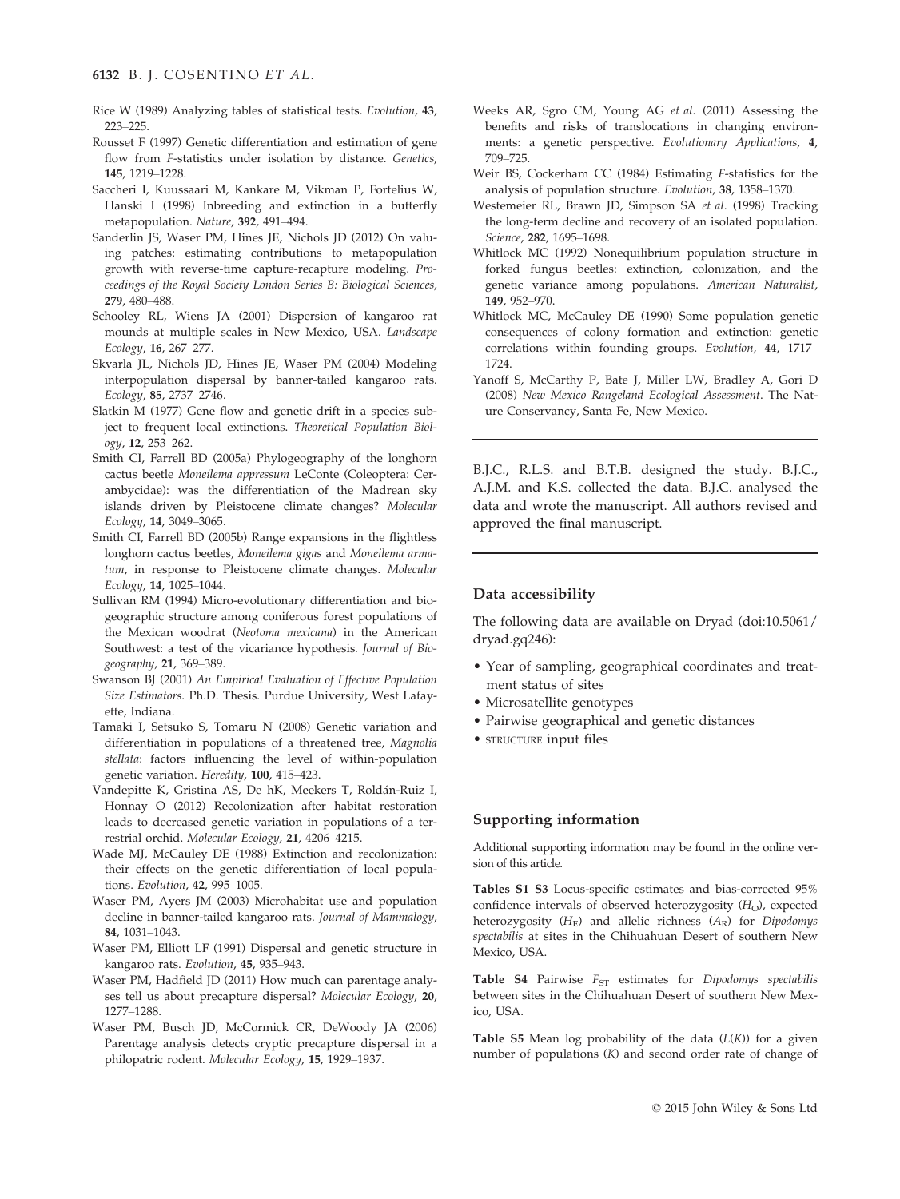Rice W (1989) Analyzing tables of statistical tests. *Evolution*, **43**, 223–225.

Rousset F (1997) Genetic differentiation and estimation of gene flow from *F*-statistics under isolation by distance. *Genetics*, **145**, 1219–1228.

Saccheri I, Kuussaari M, Kankare M, Vikman P, Fortelius W, Hanski I (1998) Inbreeding and extinction in a butterfly metapopulation. *Nature*, **392**, 491–494.

Sanderlin JS, Waser PM, Hines JE, Nichols JD (2012) On valuing patches: estimating contributions to metapopulation growth with reverse-time capture-recapture modeling. *Proceedings of the Royal Society London Series B: Biological Sciences*, **279**, 480–488.

Schooley RL, Wiens JA (2001) Dispersion of kangaroo rat mounds at multiple scales in New Mexico, USA. *Landscape Ecology*, **16**, 267–277.

Skvarla JL, Nichols JD, Hines JE, Waser PM (2004) Modeling interpopulation dispersal by banner-tailed kangaroo rats. *Ecology*, **85**, 2737–2746.

Slatkin M (1977) Gene flow and genetic drift in a species subject to frequent local extinctions. *Theoretical Population Biology*, **12**, 253–262.

Smith CI, Farrell BD (2005a) Phylogeography of the longhorn cactus beetle *Moneilema appressum* LeConte (Coleoptera: Cerambycidae): was the differentiation of the Madrean sky islands driven by Pleistocene climate changes? *Molecular Ecology*, **14**, 3049–3065.

Smith CI, Farrell BD (2005b) Range expansions in the flightless longhorn cactus beetles, *Moneilema gigas* and *Moneilema armatum*, in response to Pleistocene climate changes. *Molecular Ecology*, **14**, 1025–1044.

Sullivan RM (1994) Micro-evolutionary differentiation and biogeographic structure among coniferous forest populations of the Mexican woodrat (*Neotoma mexicana*) in the American Southwest: a test of the vicariance hypothesis. *Journal of Biogeography*, **21**, 369–389.

Swanson BJ (2001) *An Empirical Evaluation of Effective Population Size Estimators*. Ph.D. Thesis. Purdue University, West Lafayette, Indiana.

Tamaki I, Setsuko S, Tomaru N (2008) Genetic variation and differentiation in populations of a threatened tree, *Magnolia stellata*: factors influencing the level of within-population genetic variation. *Heredity*, **100**, 415–423.

Vandepitte K, Gristina AS, De hK, Meekers T, Roldán-Ruiz I, Honnay O (2012) Recolonization after habitat restoration leads to decreased genetic variation in populations of a terrestrial orchid. *Molecular Ecology*, **21**, 4206–4215.

Wade MJ, McCauley DE (1988) Extinction and recolonization: their effects on the genetic differentiation of local populations. *Evolution*, **42**, 995–1005.

Waser PM, Ayers JM (2003) Microhabitat use and population decline in banner-tailed kangaroo rats. *Journal of Mammalogy*, **84**, 1031–1043.

Waser PM, Elliott LF (1991) Dispersal and genetic structure in kangaroo rats. *Evolution*, **45**, 935–943.

Waser PM, Hadfield JD (2011) How much can parentage analyses tell us about precapture dispersal? *Molecular Ecology*, **20**, 1277–1288.

Waser PM, Busch JD, McCormick CR, DeWoody JA (2006) Parentage analysis detects cryptic precapture dispersal in a philopatric rodent. *Molecular Ecology*, **15**, 1929–1937.

Weeks AR, Sgro CM, Young AG *et al.* (2011) Assessing the benefits and risks of translocations in changing environments: a genetic perspective. *Evolutionary Applications*, **4**, 709–725.

Weir BS, Cockerham CC (1984) Estimating *F*-statistics for the analysis of population structure. *Evolution*, **38**, 1358–1370.

Westemeier RL, Brawn JD, Simpson SA *et al.* (1998) Tracking the long-term decline and recovery of an isolated population. *Science*, **282**, 1695–1698.

Whitlock MC (1992) Nonequilibrium population structure in forked fungus beetles: extinction, colonization, and the genetic variance among populations. *American Naturalist*, **149**, 952–970.

Whitlock MC, McCauley DE (1990) Some population genetic consequences of colony formation and extinction: genetic correlations within founding groups. *Evolution*, **44**, 1717–1724.

Yanoff S, McCarthy P, Bate J, Miller LW, Bradley A, Gori D (2008) *New Mexico Rangeland Ecological Assessment*. The Nature Conservancy, Santa Fe, New Mexico.

---

B.J.C., R.L.S. and B.T.B. designed the study. B.J.C., A.J.M. and K.S. collected the data. B.J.C. analysed the data and wrote the manuscript. All authors revised and approved the final manuscript.

---

## Data accessibility

The following data are available on Dryad (doi:10.5061/dryad.gq246):

- Year of sampling, geographical coordinates and treatment status of sites
- Microsatellite genotypes
- Pairwise geographical and genetic distances
- STRUCTURE input files

## Supporting information

Additional supporting information may be found in the online version of this article.

**Tables S1–S3** Locus-specific estimates and bias-corrected 95% confidence intervals of observed heterozygosity ($H_O$), expected heterozygosity ($H_E$) and allelic richness ($A_R$) for *Dipodomys spectabilis* at sites in the Chihuahuan Desert of southern New Mexico, USA.

**Table S4** Pairwise $F_{ST}$ estimates for *Dipodomys spectabilis* between sites in the Chihuahuan Desert of southern New Mexico, USA.

**Table S5** Mean log probability of the data ($L(K)$) for a given number of populations ($K$) and second order rate of change of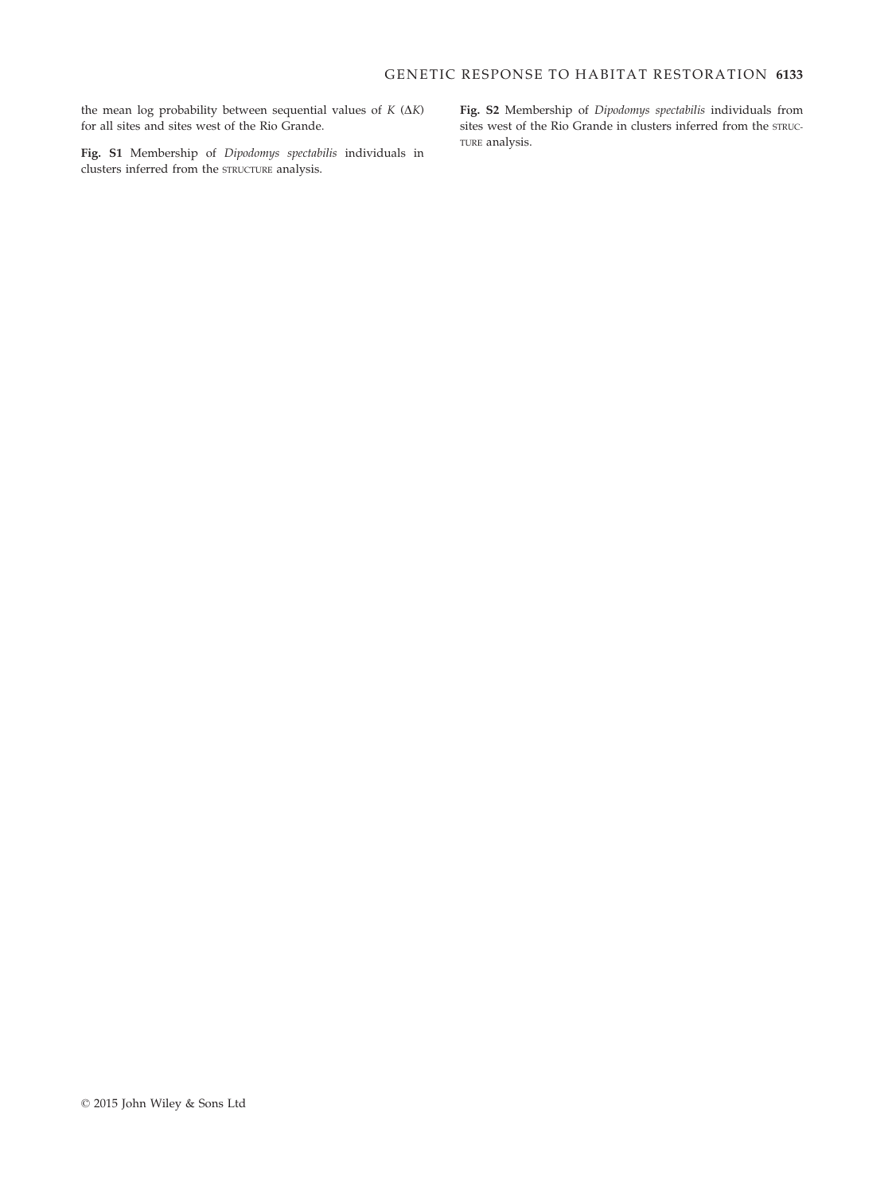the mean log probability between sequential values of $K$ ($\Delta K$) for all sites and sites west of the Rio Grande.

**Fig. S1** Membership of *Dipodomys spectabilis* individuals in clusters inferred from the STRUCTURE analysis.

**Fig. S2** Membership of *Dipodomys spectabilis* individuals from sites west of the Rio Grande in clusters inferred from the STRUCTURE analysis.

© 2015 John Wiley & Sons Ltd